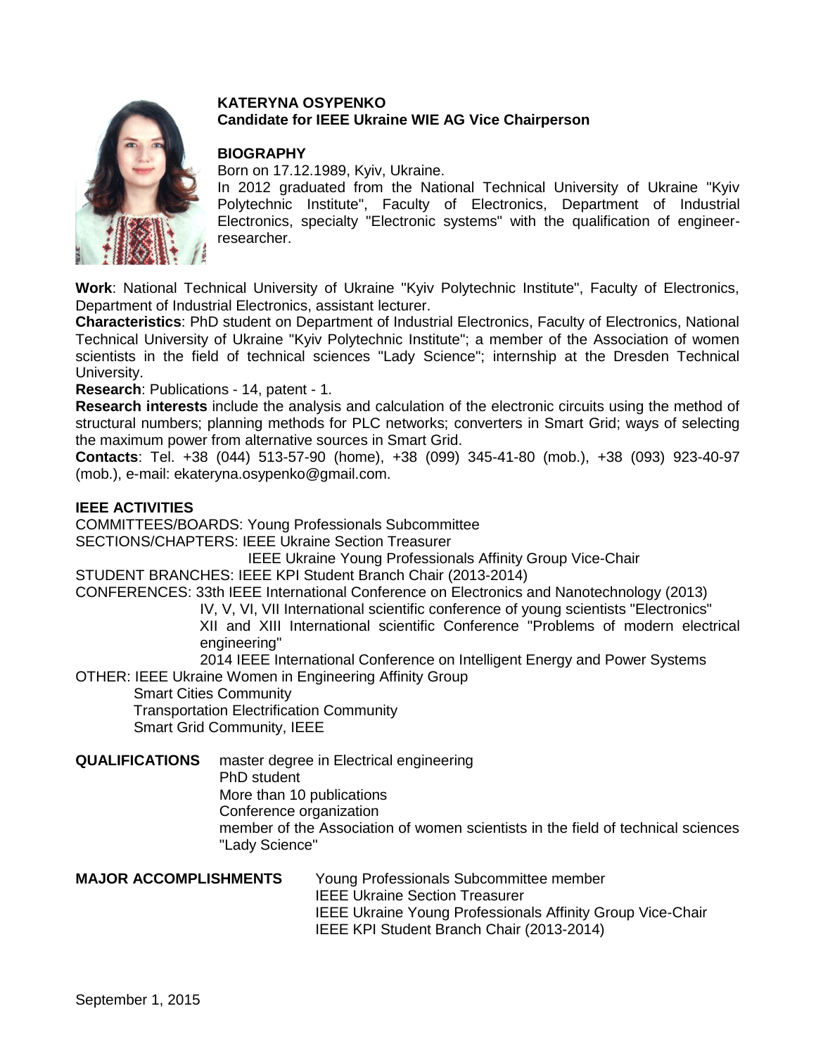**KATERYNA OSYPENKO**
**Candidate for IEEE Ukraine WIE AG Vice Chairperson**

## BIOGRAPHY

Born on 17.12.1989, Kyiv, Ukraine.
In 2012 graduated from the National Technical University of Ukraine "Kyiv Polytechnic Institute", Faculty of Electronics, Department of Industrial Electronics, specialty "Electronic systems" with the qualification of engineer-researcher.

**Work**: National Technical University of Ukraine "Kyiv Polytechnic Institute", Faculty of Electronics, Department of Industrial Electronics, assistant lecturer.
**Characteristics**: PhD student on Department of Industrial Electronics, Faculty of Electronics, National Technical University of Ukraine "Kyiv Polytechnic Institute"; a member of the Association of women scientists in the field of technical sciences "Lady Science"; internship at the Dresden Technical University.
**Research**: Publications - 14, patent - 1.
**Research interests** include the analysis and calculation of the electronic circuits using the method of structural numbers; planning methods for PLC networks; converters in Smart Grid; ways of selecting the maximum power from alternative sources in Smart Grid.
**Contacts**: Tel. +38 (044) 513-57-90 (home), +38 (099) 345-41-80 (mob.), +38 (093) 923-40-97 (mob.), e-mail: ekateryna.osypenko@gmail.com.

## IEEE ACTIVITIES

COMMITTEES/BOARDS: Young Professionals Subcommittee
SECTIONS/CHAPTERS: IEEE Ukraine Section Treasurer
IEEE Ukraine Young Professionals Affinity Group Vice-Chair
STUDENT BRANCHES: IEEE KPI Student Branch Chair (2013-2014)
CONFERENCES: 33th IEEE International Conference on Electronics and Nanotechnology (2013)
IV, V, VI, VII International scientific conference of young scientists "Electronics"
XII and XIII International scientific Conference "Problems of modern electrical engineering"
2014 IEEE International Conference on Intelligent Energy and Power Systems
OTHER: IEEE Ukraine Women in Engineering Affinity Group
Smart Cities Community
Transportation Electrification Community
Smart Grid Community, IEEE

**QUALIFICATIONS**
master degree in Electrical engineering
PhD student
More than 10 publications
Conference organization
member of the Association of women scientists in the field of technical sciences "Lady Science"

**MAJOR ACCOMPLISHMENTS**
Young Professionals Subcommittee member
IEEE Ukraine Section Treasurer
IEEE Ukraine Young Professionals Affinity Group Vice-Chair
IEEE KPI Student Branch Chair (2013-2014)

September 1, 2015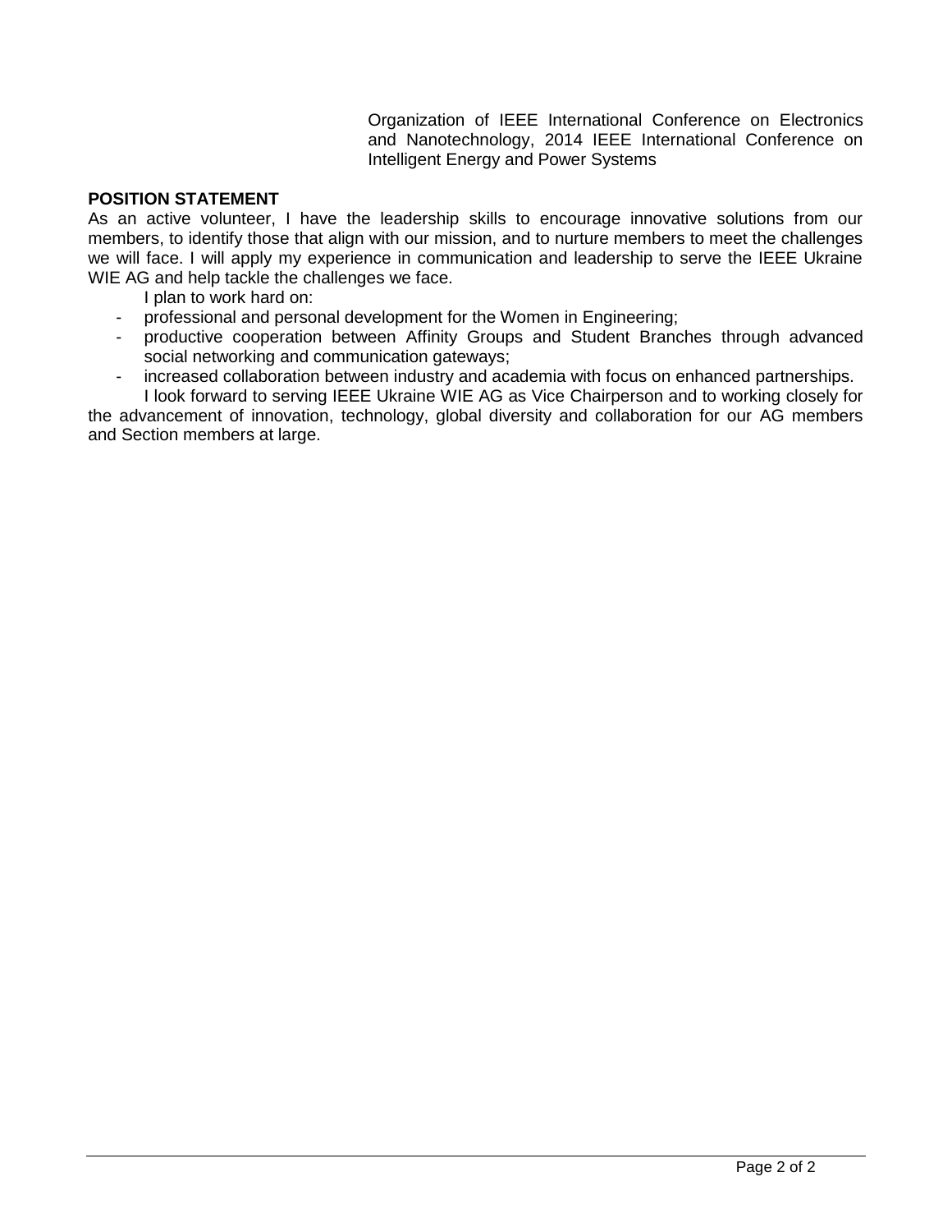Organization of IEEE International Conference on Electronics and Nanotechnology, 2014 IEEE International Conference on Intelligent Energy and Power Systems

**POSITION STATEMENT**

As an active volunteer, I have the leadership skills to encourage innovative solutions from our members, to identify those that align with our mission, and to nurture members to meet the challenges we will face. I will apply my experience in communication and leadership to serve the IEEE Ukraine WIE AG and help tackle the challenges we face.

I plan to work hard on:

- professional and personal development for the Women in Engineering;
- productive cooperation between Affinity Groups and Student Branches through advanced social networking and communication gateways;
- increased collaboration between industry and academia with focus on enhanced partnerships.

I look forward to serving IEEE Ukraine WIE AG as Vice Chairperson and to working closely for the advancement of innovation, technology, global diversity and collaboration for our AG members and Section members at large.